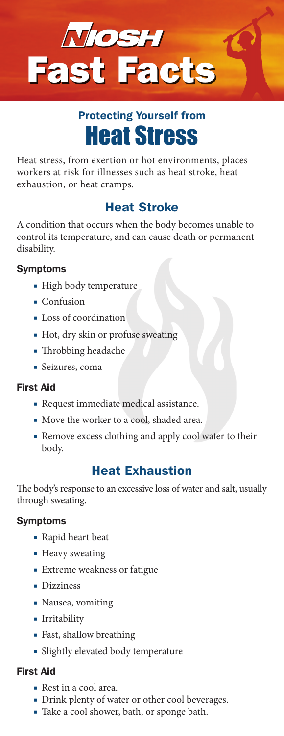# NIOSH Fast Facts

## Protecting Yourself from Heat Stress

Heat stress, from exertion or hot environments, places workers at risk for illnesses such as heat stroke, heat exhaustion, or heat cramps.

## Heat Stroke

A condition that occurs when the body becomes unable to control its temperature, and can cause death or permanent disability.

### Symptoms

- High body temperature
- Confusion
- Loss of coordination
- Hot, dry skin or profuse sweating
- Throbbing headache
- Seizures, coma

### First Aid

- Request immediate medical assistance.
- Move the worker to a cool, shaded area.
- Remove excess clothing and apply cool water to their body.

## Heat Exhaustion

The body's response to an excessive loss of water and salt, usually through sweating.

### Symptoms

- Rapid heart beat
- Heavy sweating
- Extreme weakness or fatigue
- Dizziness
- Nausea, vomiting
- Irritability
- Fast, shallow breathing
- Slightly elevated body temperature

### First Aid

- Rest in a cool area.
- Drink plenty of water or other cool beverages.
- Take a cool shower, bath, or sponge bath.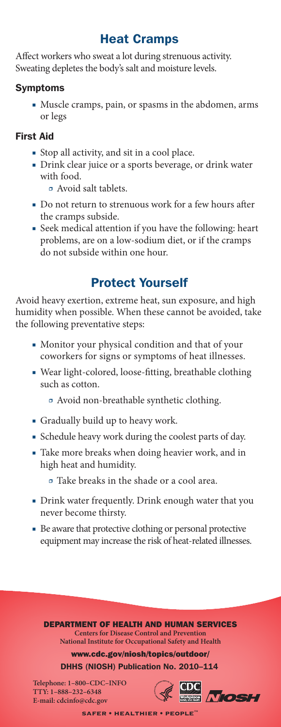## Heat Cramps

Affect workers who sweat a lot during strenuous activity. Sweating depletes the body's salt and moisture levels.

### Symptoms

- Muscle cramps, pain, or spasms in the abdomen, arms or legs

### First Aid

- Stop all activity, and sit in a cool place.
- Drink clear juice or a sports beverage, or drink water with food.
  - Avoid salt tablets.
- Do not return to strenuous work for a few hours after the cramps subside.
- Seek medical attention if you have the following: heart problems, are on a low-sodium diet, or if the cramps do not subside within one hour.

## Protect Yourself

Avoid heavy exertion, extreme heat, sun exposure, and high humidity when possible. When these cannot be avoided, take the following preventative steps:

- Monitor your physical condition and that of your coworkers for signs or symptoms of heat illnesses.
- Wear light-colored, loose-fitting, breathable clothing such as cotton.
  - Avoid non-breathable synthetic clothing.
- Gradually build up to heavy work.
- Schedule heavy work during the coolest parts of day.
- Take more breaks when doing heavier work, and in high heat and humidity.
  - Take breaks in the shade or a cool area.
- Drink water frequently. Drink enough water that you never become thirsty.
- Be aware that protective clothing or personal protective equipment may increase the risk of heat-related illnesses.

**DEPARTMENT OF HEALTH AND HUMAN SERVICES**
Centers for Disease Control and Prevention
National Institute for Occupational Safety and Health

www.cdc.gov/niosh/topics/outdoor/

DHHS (NIOSH) Publication No. 2010–114

Telephone: 1–800–CDC–INFO
TTY: 1–888–232–6348
E-mail: cdcinfo@cdc.gov

SAFER • HEALTHIER • PEOPLE™